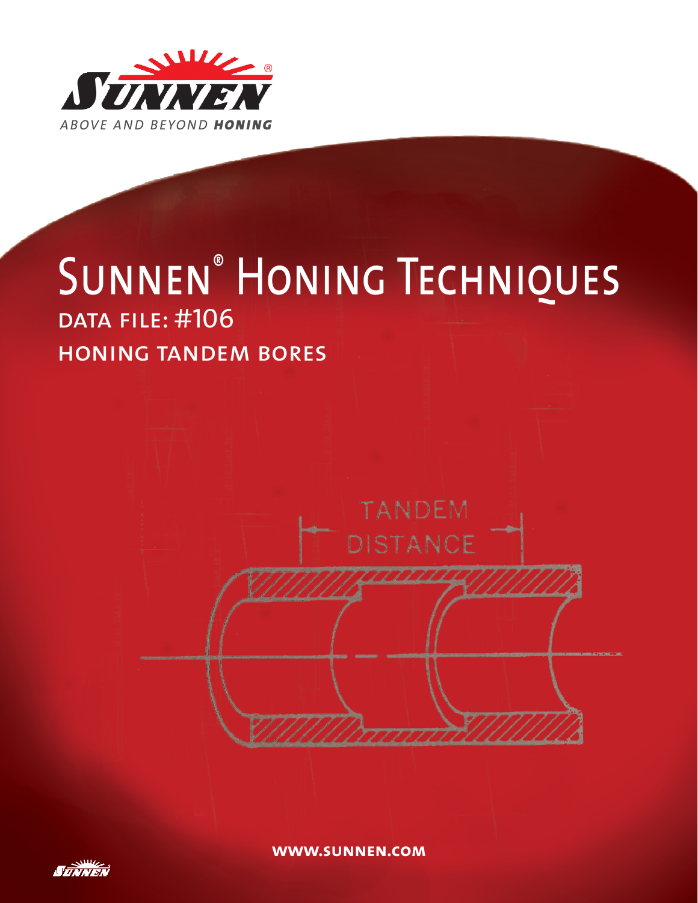SUNNEN

ABOVE AND BEYOND **HONING**

# Sunnen® Honing Techniques

## DATA FILE: #106

## HONING TANDEM BORES

TANDEM DISTANCE

**WWW.SUNNEN.COM**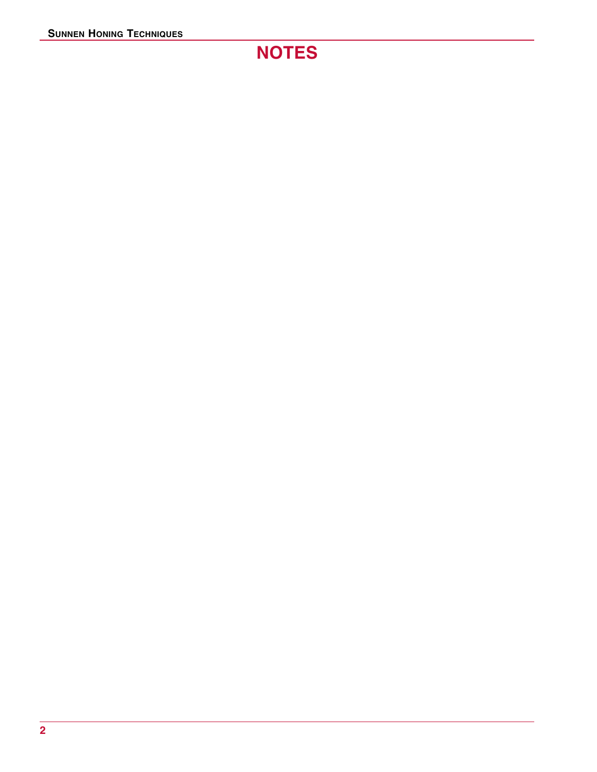# NOTES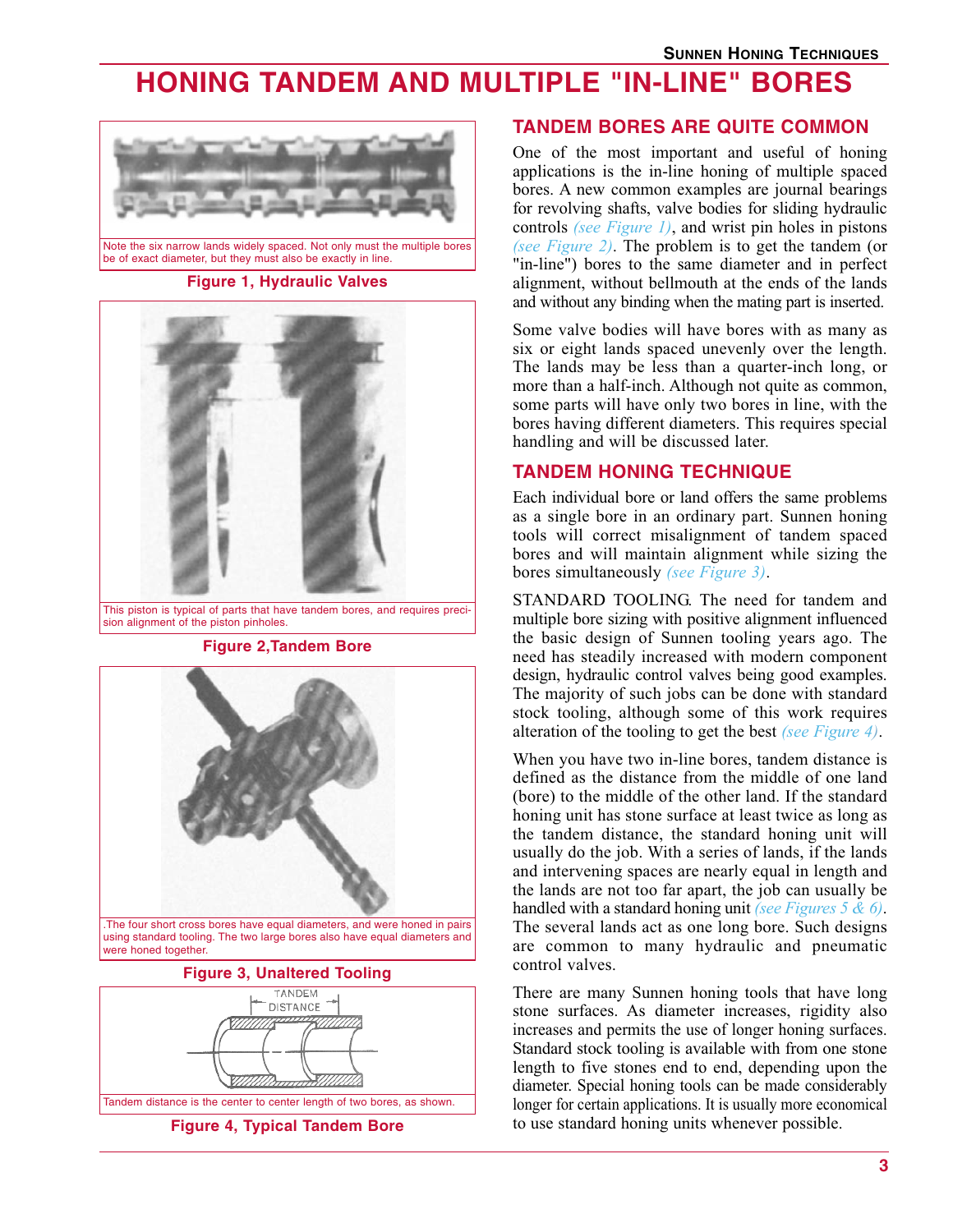# HONING TANDEM AND MULTIPLE "IN-LINE" BORES

Note the six narrow lands widely spaced. Not only must the multiple bores be of exact diameter, but they must also be exactly in line.

**Figure 1, Hydraulic Valves**

This piston is typical of parts that have tandem bores, and requires precision alignment of the piston pinholes.

**Figure 2,Tandem Bore**

.The four short cross bores have equal diameters, and were honed in pairs using standard tooling. The two large bores also have equal diameters and were honed together.

**Figure 3, Unaltered Tooling**

TANDEM DISTANCE

Tandem distance is the center to center length of two bores, as shown.

**Figure 4, Typical Tandem Bore**

## TANDEM BORES ARE QUITE COMMON

One of the most important and useful of honing applications is the in-line honing of multiple spaced bores. A new common examples are journal bearings for revolving shafts, valve bodies for sliding hydraulic controls *(see Figure 1)*, and wrist pin holes in pistons *(see Figure 2)*. The problem is to get the tandem (or "in-line") bores to the same diameter and in perfect alignment, without bellmouth at the ends of the lands and without any binding when the mating part is inserted.

Some valve bodies will have bores with as many as six or eight lands spaced unevenly over the length. The lands may be less than a quarter-inch long, or more than a half-inch. Although not quite as common, some parts will have only two bores in line, with the bores having different diameters. This requires special handling and will be discussed later.

## TANDEM HONING TECHNIQUE

Each individual bore or land offers the same problems as a single bore in an ordinary part. Sunnen honing tools will correct misalignment of tandem spaced bores and will maintain alignment while sizing the bores simultaneously *(see Figure 3)*.

STANDARD TOOLING. The need for tandem and multiple bore sizing with positive alignment influenced the basic design of Sunnen tooling years ago. The need has steadily increased with modern component design, hydraulic control valves being good examples. The majority of such jobs can be done with standard stock tooling, although some of this work requires alteration of the tooling to get the best *(see Figure 4)*.

When you have two in-line bores, tandem distance is defined as the distance from the middle of one land (bore) to the middle of the other land. If the standard honing unit has stone surface at least twice as long as the tandem distance, the standard honing unit will usually do the job. With a series of lands, if the lands and intervening spaces are nearly equal in length and the lands are not too far apart, the job can usually be handled with a standard honing unit *(see Figures 5 & 6)*. The several lands act as one long bore. Such designs are common to many hydraulic and pneumatic control valves.

There are many Sunnen honing tools that have long stone surfaces. As diameter increases, rigidity also increases and permits the use of longer honing surfaces. Standard stock tooling is available with from one stone length to five stones end to end, depending upon the diameter. Special honing tools can be made considerably longer for certain applications. It is usually more economical to use standard honing units whenever possible.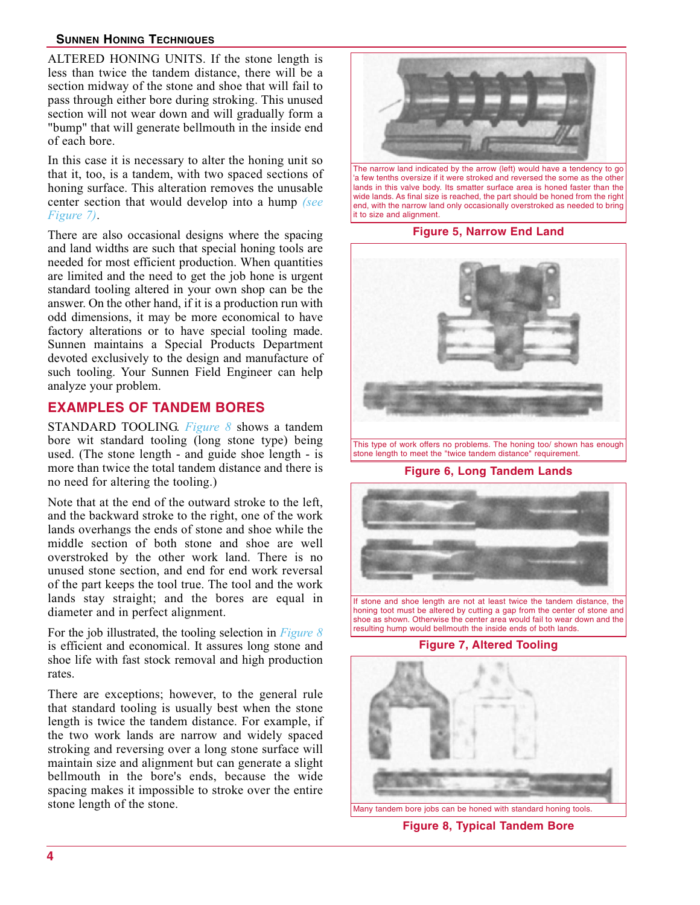ALTERED HONING UNITS. If the stone length is less than twice the tandem distance, there will be a section midway of the stone and shoe that will fail to pass through either bore during stroking. This unused section will not wear down and will gradually form a "bump" that will generate bellmouth in the inside end of each bore.

In this case it is necessary to alter the honing unit so that it, too, is a tandem, with two spaced sections of honing surface. This alteration removes the unusable center section that would develop into a hump *(see Figure 7)*.

There are also occasional designs where the spacing and land widths are such that special honing tools are needed for most efficient production. When quantities are limited and the need to get the job hone is urgent standard tooling altered in your own shop can be the answer. On the other hand, if it is a production run with odd dimensions, it may be more economical to have factory alterations or to have special tooling made. Sunnen maintains a Special Products Department devoted exclusively to the design and manufacture of such tooling. Your Sunnen Field Engineer can help analyze your problem.

## EXAMPLES OF TANDEM BORES

STANDARD TOOLING. *Figure 8* shows a tandem bore wit standard tooling (long stone type) being used. (The stone length - and guide shoe length - is more than twice the total tandem distance and there is no need for altering the tooling.)

Note that at the end of the outward stroke to the left, and the backward stroke to the right, one of the work lands overhangs the ends of stone and shoe while the middle section of both stone and shoe are well overstroked by the other work land. There is no unused stone section, and end for end work reversal of the part keeps the tool true. The tool and the work lands stay straight; and the bores are equal in diameter and in perfect alignment.

For the job illustrated, the tooling selection in *Figure 8* is efficient and economical. It assures long stone and shoe life with fast stock removal and high production rates.

There are exceptions; however, to the general rule that standard tooling is usually best when the stone length is twice the tandem distance. For example, if the two work lands are narrow and widely spaced stroking and reversing over a long stone surface will maintain size and alignment but can generate a slight bellmouth in the bore's ends, because the wide spacing makes it impossible to stroke over the entire stone length of the stone.

The narrow land indicated by the arrow (left) would have a tendency to go 'a few tenths oversize if it were stroked and reversed the some as the other lands in this valve body. Its smatter surface area is honed faster than the wide lands. As final size is reached, the part should be honed from the right end, with the narrow land only occasionally overstroked as needed to bring it to size and alignment.

**Figure 5, Narrow End Land**

This type of work offers no problems. The honing too/ shown has enough stone length to meet the "twice tandem distance" requirement.

**Figure 6, Long Tandem Lands**

If stone and shoe length are not at least twice the tandem distance, the honing toot must be altered by cutting a gap from the center of stone and shoe as shown. Otherwise the center area would fail to wear down and the resulting hump would bellmouth the inside ends of both lands.

**Figure 7, Altered Tooling**

Many tandem bore jobs can be honed with standard honing tools.

**Figure 8, Typical Tandem Bore**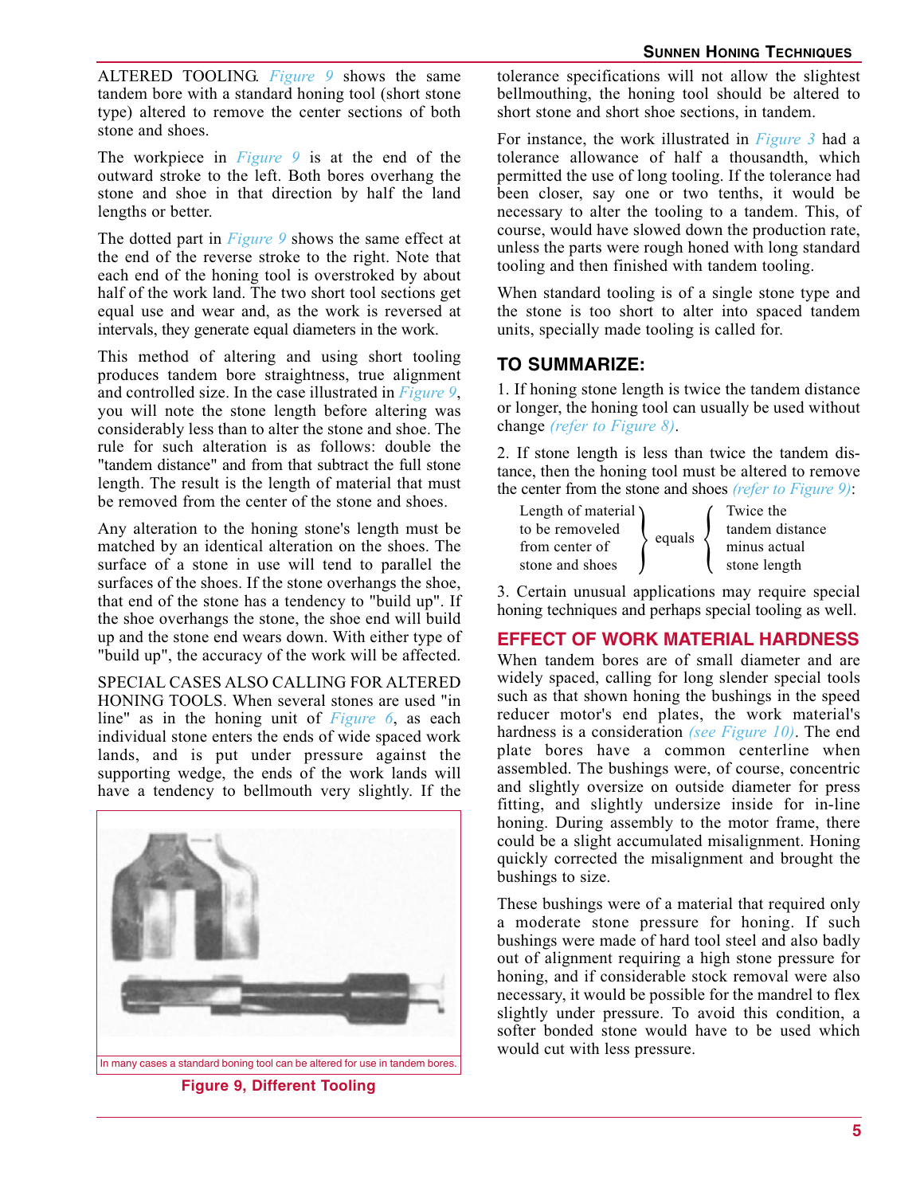ALTERED TOOLING. *Figure 9* shows the same tandem bore with a standard honing tool (short stone type) altered to remove the center sections of both stone and shoes.

The workpiece in *Figure 9* is at the end of the outward stroke to the left. Both bores overhang the stone and shoe in that direction by half the land lengths or better.

The dotted part in *Figure 9* shows the same effect at the end of the reverse stroke to the right. Note that each end of the honing tool is overstroked by about half of the work land. The two short tool sections get equal use and wear and, as the work is reversed at intervals, they generate equal diameters in the work.

This method of altering and using short tooling produces tandem bore straightness, true alignment and controlled size. In the case illustrated in *Figure 9*, you will note the stone length before altering was considerably less than to alter the stone and shoe. The rule for such alteration is as follows: double the "tandem distance" and from that subtract the full stone length. The result is the length of material that must be removed from the center of the stone and shoes.

Any alteration to the honing stone's length must be matched by an identical alteration on the shoes. The surface of a stone in use will tend to parallel the surfaces of the shoes. If the stone overhangs the shoe, that end of the stone has a tendency to "build up". If the shoe overhangs the stone, the shoe end will build up and the stone end wears down. With either type of "build up", the accuracy of the work will be affected.

SPECIAL CASES ALSO CALLING FOR ALTERED HONING TOOLS. When several stones are used "in line" as in the honing unit of *Figure 6*, as each individual stone enters the ends of wide spaced work lands, and is put under pressure against the supporting wedge, the ends of the work lands will have a tendency to bellmouth very slightly. If the tolerance specifications will not allow the slightest bellmouthing, the honing tool should be altered to short stone and short shoe sections, in tandem.

In many cases a standard boning tool can be altered for use in tandem bores.

**Figure 9, Different Tooling**

For instance, the work illustrated in *Figure 3* had a tolerance allowance of half a thousandth, which permitted the use of long tooling. If the tolerance had been closer, say one or two tenths, it would be necessary to alter the tooling to a tandem. This, of course, would have slowed down the production rate, unless the parts were rough honed with long standard tooling and then finished with tandem tooling.

When standard tooling is of a single stone type and the stone is too short to alter into spaced tandem units, specially made tooling is called for.

## TO SUMMARIZE:

1. If honing stone length is twice the tandem distance or longer, the honing tool can usually be used without change *(refer to Figure 8)*.

2. If stone length is less than twice the tandem distance, then the honing tool must be altered to remove the center from the stone and shoes *(refer to Figure 9)*:

   Length of material to be removed from center of stone and shoes **equals** Twice the tandem distance minus actual stone length

3. Certain unusual applications may require special honing techniques and perhaps special tooling as well.

## EFFECT OF WORK MATERIAL HARDNESS

When tandem bores are of small diameter and are widely spaced, calling for long slender special tools such as that shown honing the bushings in the speed reducer motor's end plates, the work material's hardness is a consideration *(see Figure 10)*. The end plate bores have a common centerline when assembled. The bushings were, of course, concentric and slightly oversize on outside diameter for press fitting, and slightly undersize inside for in-line honing. During assembly to the motor frame, there could be a slight accumulated misalignment. Honing quickly corrected the misalignment and brought the bushings to size.

These bushings were of a material that required only a moderate stone pressure for honing. If such bushings were made of hard tool steel and also badly out of alignment requiring a high stone pressure for honing, and if considerable stock removal were also necessary, it would be possible for the mandrel to flex slightly under pressure. To avoid this condition, a softer bonded stone would have to be used which would cut with less pressure.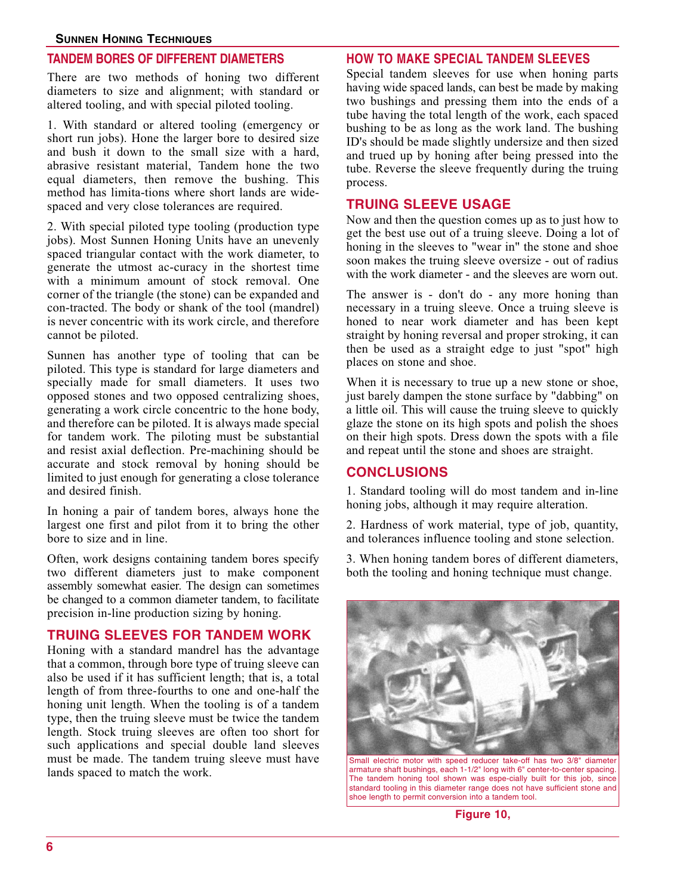## TANDEM BORES OF DIFFERENT DIAMETERS

There are two methods of honing two different diameters to size and alignment; with standard or altered tooling, and with special piloted tooling.

1. With standard or altered tooling (emergency or short run jobs). Hone the larger bore to desired size and bush it down to the small size with a hard, abrasive resistant material, Tandem hone the two equal diameters, then remove the bushing. This method has limita-tions where short lands are wide-spaced and very close tolerances are required.

2. With special piloted type tooling (production type jobs). Most Sunnen Honing Units have an unevenly spaced triangular contact with the work diameter, to generate the utmost ac-curacy in the shortest time with a minimum amount of stock removal. One corner of the triangle (the stone) can be expanded and con-tracted. The body or shank of the tool (mandrel) is never concentric with its work circle, and therefore cannot be piloted.

Sunnen has another type of tooling that can be piloted. This type is standard for large diameters and specially made for small diameters. It uses two opposed stones and two opposed centralizing shoes, generating a work circle concentric to the hone body, and therefore can be piloted. It is always made special for tandem work. The piloting must be substantial and resist axial deflection. Pre-machining should be accurate and stock removal by honing should be limited to just enough for generating a close tolerance and desired finish.

In honing a pair of tandem bores, always hone the largest one first and pilot from it to bring the other bore to size and in line.

Often, work designs containing tandem bores specify two different diameters just to make component assembly somewhat easier. The design can sometimes be changed to a common diameter tandem, to facilitate precision in-line production sizing by honing.

## TRUING SLEEVES FOR TANDEM WORK

Honing with a standard mandrel has the advantage that a common, through bore type of truing sleeve can also be used if it has sufficient length; that is, a total length of from three-fourths to one and one-half the honing unit length. When the tooling is of a tandem type, then the truing sleeve must be twice the tandem length. Stock truing sleeves are often too short for such applications and special double land sleeves must be made. The tandem truing sleeve must have lands spaced to match the work.

## HOW TO MAKE SPECIAL TANDEM SLEEVES

Special tandem sleeves for use when honing parts having wide spaced lands, can best be made by making two bushings and pressing them into the ends of a tube having the total length of the work, each spaced bushing to be as long as the work land. The bushing ID's should be made slightly undersize and then sized and trued up by honing after being pressed into the tube. Reverse the sleeve frequently during the truing process.

## TRUING SLEEVE USAGE

Now and then the question comes up as to just how to get the best use out of a truing sleeve. Doing a lot of honing in the sleeves to "wear in" the stone and shoe soon makes the truing sleeve oversize - out of radius with the work diameter - and the sleeves are worn out.

The answer is - don't do - any more honing than necessary in a truing sleeve. Once a truing sleeve is honed to near work diameter and has been kept straight by honing reversal and proper stroking, it can then be used as a straight edge to just "spot" high places on stone and shoe.

When it is necessary to true up a new stone or shoe, just barely dampen the stone surface by "dabbing" on a little oil. This will cause the truing sleeve to quickly glaze the stone on its high spots and polish the shoes on their high spots. Dress down the spots with a file and repeat until the stone and shoes are straight.

## CONCLUSIONS

1. Standard tooling will do most tandem and in-line honing jobs, although it may require alteration.

2. Hardness of work material, type of job, quantity, and tolerances influence tooling and stone selection.

3. When honing tandem bores of different diameters, both the tooling and honing technique must change.

Small electric motor with speed reducer take-off has two 3/8" diameter armature shaft bushings, each 1-1/2" long with 6" center-to-center spacing. The tandem honing tool shown was espe-cially built for this job, since standard tooling in this diameter range does not have sufficient stone and shoe length to permit conversion into a tandem tool.

**Figure 10,**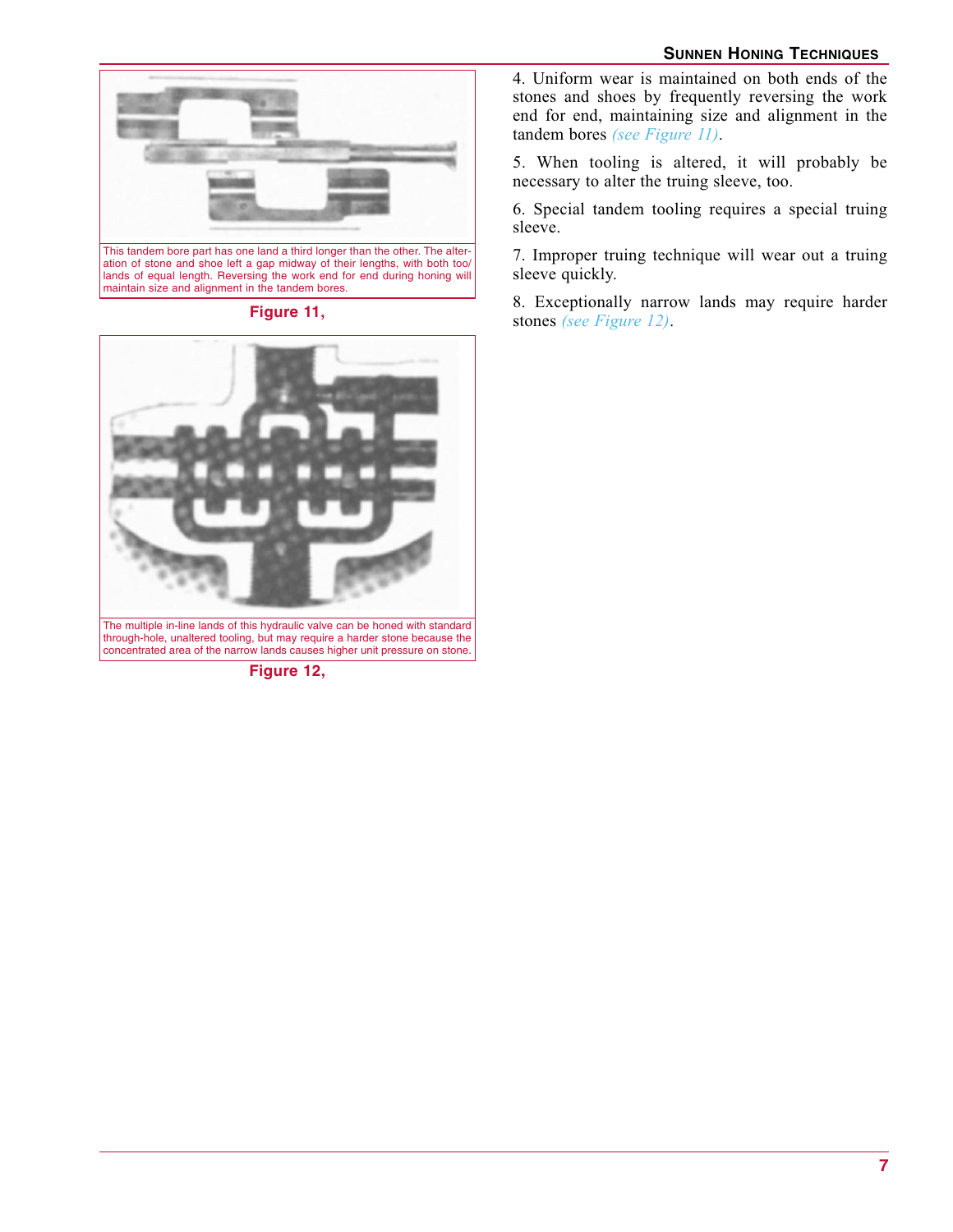This tandem bore part has one land a third longer than the other. The alteration of stone and shoe left a gap midway of their lengths, with both too/ lands of equal length. Reversing the work end for end during honing will maintain size and alignment in the tandem bores.

**Figure 11,**

The multiple in-line lands of this hydraulic valve can be honed with standard through-hole, unaltered tooling, but may require a harder stone because the concentrated area of the narrow lands causes higher unit pressure on stone.

**Figure 12,**

4. Uniform wear is maintained on both ends of the stones and shoes by frequently reversing the work end for end, maintaining size and alignment in the tandem bores *(see Figure 11)*.

5. When tooling is altered, it will probably be necessary to alter the truing sleeve, too.

6. Special tandem tooling requires a special truing sleeve.

7. Improper truing technique will wear out a truing sleeve quickly.

8. Exceptionally narrow lands may require harder stones *(see Figure 12)*.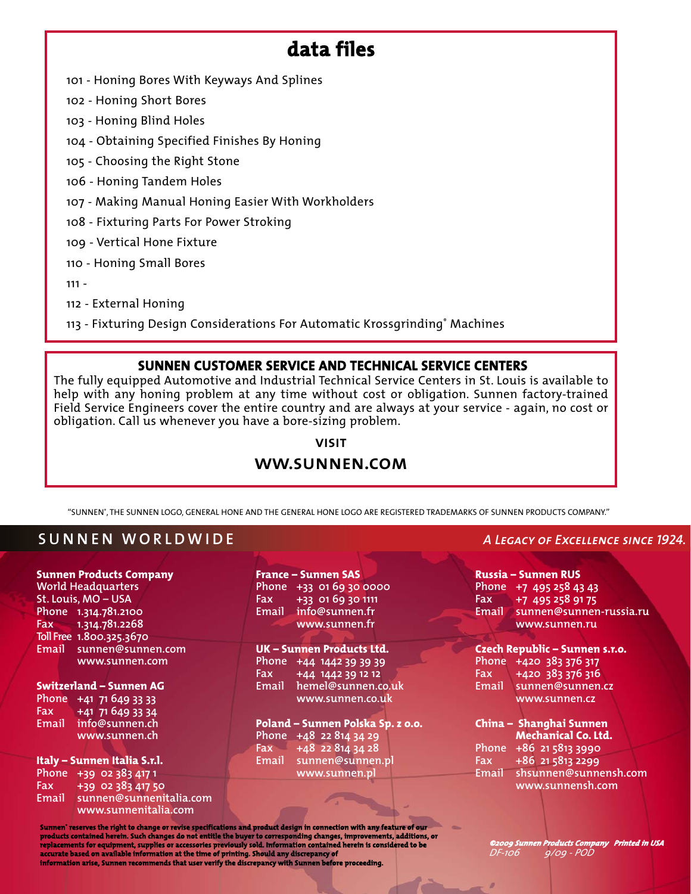# data files

101 - Honing Bores With Keyways And Splines

102 - Honing Short Bores

103 - Honing Blind Holes

104 - Obtaining Specified Finishes By Honing

105 - Choosing the Right Stone

106 - Honing Tandem Holes

107 - Making Manual Honing Easier With Workholders

108 - Fixturing Parts For Power Stroking

109 - Vertical Hone Fixture

110 - Honing Small Bores

111 -

112 - External Honing

113 - Fixturing Design Considerations For Automatic Krossgrinding® Machines

## SUNNEN CUSTOMER SERVICE AND TECHNICAL SERVICE CENTERS

The fully equipped Automotive and Industrial Technical Service Centers in St. Louis is available to help with any honing problem at any time without cost or obligation. Sunnen factory-trained Field Service Engineers cover the entire country and are always at your service - again, no cost or obligation. Call us whenever you have a bore-sizing problem.

**VISIT**

**WW.SUNNEN.COM**

"SUNNEN®, THE SUNNEN LOGO, GENERAL HONE AND THE GENERAL HONE LOGO ARE REGISTERED TRADEMARKS OF SUNNEN PRODUCTS COMPANY."

## SUNNEN WORLDWIDE

*A Legacy of Excellence since 1924.*

**Sunnen Products Company**
World Headquarters
St. Louis, MO – USA
Phone 1.314.781.2100
Fax 1.314.781.2268
Toll Free 1.800.325.3670
Email sunnen@sunnen.com
www.sunnen.com

**Switzerland – Sunnen AG**
Phone +41 71 649 33 33
Fax +41 71 649 33 34
Email info@sunnen.ch
www.sunnen.ch

**Italy – Sunnen Italia S.r.l.**
Phone +39 02 383 417 1
Fax +39 02 383 417 50
Email sunnen@sunnenitalia.com
www.sunnenitalia.com

**France – Sunnen SAS**
Phone +33 01 69 30 0000
Fax +33 01 69 30 1111
Email info@sunnen.fr
www.sunnen.fr

**UK – Sunnen Products Ltd.**
Phone +44 1442 39 39 39
Fax +44 1442 39 12 12
Email hemel@sunnen.co.uk
www.sunnen.co.uk

**Poland – Sunnen Polska Sp. z o.o.**
Phone +48 22 814 34 29
Fax +48 22 814 34 28
Email sunnen@sunnen.pl
www.sunnen.pl

**Russia – Sunnen RUS**
Phone +7 495 258 43 43
Fax +7 495 258 91 75
Email sunnen@sunnen-russia.ru
www.sunnen.ru

**Czech Republic – Sunnen s.r.o.**
Phone +420 383 376 317
Fax +420 383 376 316
Email sunnen@sunnen.cz
www.sunnen.cz

**China – Shanghai Sunnen Mechanical Co. Ltd.**
Phone +86 21 5813 3990
Fax +86 21 5813 2299
Email shsunnen@sunnensh.com
www.sunnensh.com

**Sunnen® reserves the right to change or revise specifications and product design in connection with any feature of our products contained herein. Such changes do not entitle the buyer to corresponding changes, improvements, additions, or replacements for equipment, supplies or accessories previously sold. Information contained herein is considered to be accurate based on available information at the time of printing. Should any discrepancy of information arise, Sunnen recommends that user verify the discrepancy with Sunnen before proceeding.**

*©2009 Sunnen Products Company Printed in USA*
*DF-106 9/09 - POD*